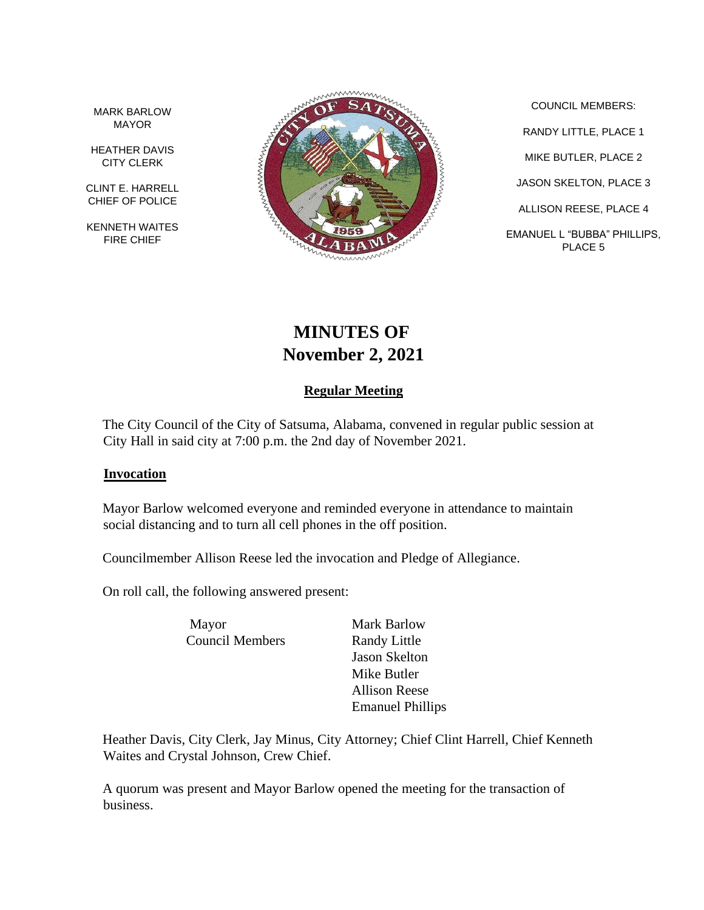MARK BARLOW
MAYOR

HEATHER DAVIS
CITY CLERK

CLINT E. HARRELL
CHIEF OF POLICE

KENNETH WAITES
FIRE CHIEF

COUNCIL MEMBERS:

RANDY LITTLE, PLACE 1

MIKE BUTLER, PLACE 2

JASON SKELTON, PLACE 3

ALLISON REESE, PLACE 4

EMANUEL L "BUBBA" PHILLIPS, PLACE 5

# MINUTES OF
# November 2, 2021

## Regular Meeting

The City Council of the City of Satsuma, Alabama, convened in regular public session at City Hall in said city at 7:00 p.m. the 2nd day of November 2021.

### Invocation

Mayor Barlow welcomed everyone and reminded everyone in attendance to maintain social distancing and to turn all cell phones in the off position.

Councilmember Allison Reese led the invocation and Pledge of Allegiance.

On roll call, the following answered present:

| | |
|---|---|
| Mayor | Mark Barlow |
| Council Members | Randy Little |
| | Jason Skelton |
| | Mike Butler |
| | Allison Reese |
| | Emanuel Phillips |

Heather Davis, City Clerk, Jay Minus, City Attorney; Chief Clint Harrell, Chief Kenneth Waites and Crystal Johnson, Crew Chief.

A quorum was present and Mayor Barlow opened the meeting for the transaction of business.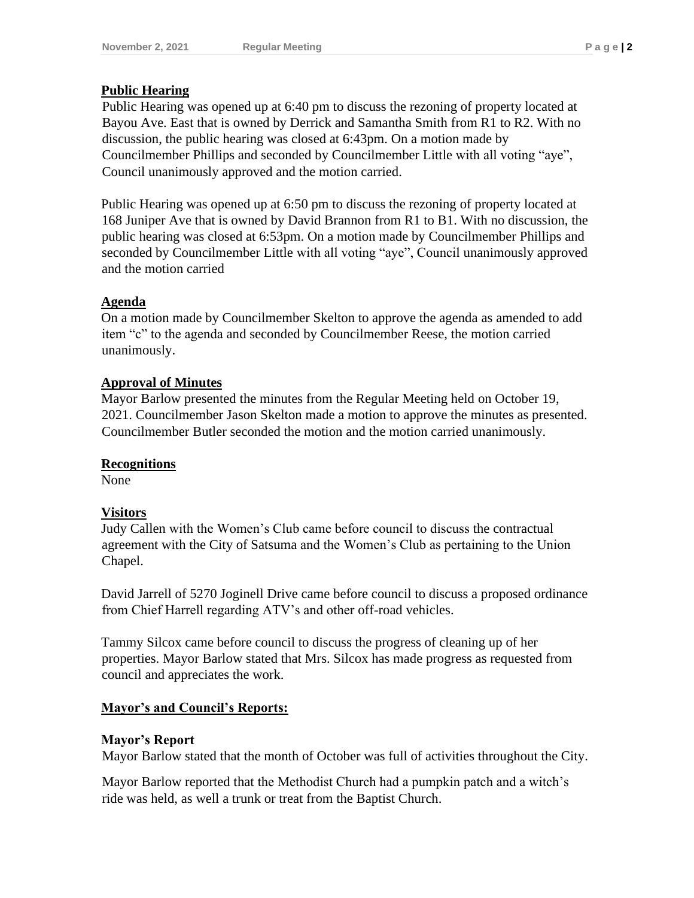## Public Hearing

Public Hearing was opened up at 6:40 pm to discuss the rezoning of property located at Bayou Ave. East that is owned by Derrick and Samantha Smith from R1 to R2. With no discussion, the public hearing was closed at 6:43pm. On a motion made by Councilmember Phillips and seconded by Councilmember Little with all voting "aye", Council unanimously approved and the motion carried.

Public Hearing was opened up at 6:50 pm to discuss the rezoning of property located at 168 Juniper Ave that is owned by David Brannon from R1 to B1. With no discussion, the public hearing was closed at 6:53pm. On a motion made by Councilmember Phillips and seconded by Councilmember Little with all voting "aye", Council unanimously approved and the motion carried

## Agenda

On a motion made by Councilmember Skelton to approve the agenda as amended to add item "c" to the agenda and seconded by Councilmember Reese, the motion carried unanimously.

## Approval of Minutes

Mayor Barlow presented the minutes from the Regular Meeting held on October 19, 2021. Councilmember Jason Skelton made a motion to approve the minutes as presented. Councilmember Butler seconded the motion and the motion carried unanimously.

## Recognitions

None

## Visitors

Judy Callen with the Women's Club came before council to discuss the contractual agreement with the City of Satsuma and the Women's Club as pertaining to the Union Chapel.

David Jarrell of 5270 Joginell Drive came before council to discuss a proposed ordinance from Chief Harrell regarding ATV's and other off-road vehicles.

Tammy Silcox came before council to discuss the progress of cleaning up of her properties. Mayor Barlow stated that Mrs. Silcox has made progress as requested from council and appreciates the work.

## Mayor's and Council's Reports:

### Mayor's Report

Mayor Barlow stated that the month of October was full of activities throughout the City.

Mayor Barlow reported that the Methodist Church had a pumpkin patch and a witch's ride was held, as well a trunk or treat from the Baptist Church.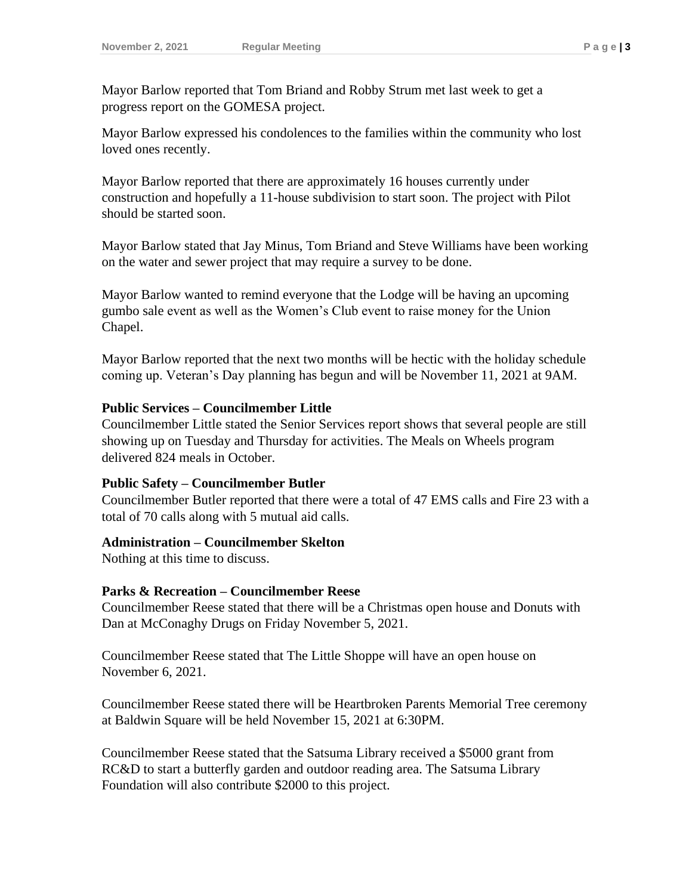Mayor Barlow reported that Tom Briand and Robby Strum met last week to get a progress report on the GOMESA project.

Mayor Barlow expressed his condolences to the families within the community who lost loved ones recently.

Mayor Barlow reported that there are approximately 16 houses currently under construction and hopefully a 11-house subdivision to start soon. The project with Pilot should be started soon.

Mayor Barlow stated that Jay Minus, Tom Briand and Steve Williams have been working on the water and sewer project that may require a survey to be done.

Mayor Barlow wanted to remind everyone that the Lodge will be having an upcoming gumbo sale event as well as the Women's Club event to raise money for the Union Chapel.

Mayor Barlow reported that the next two months will be hectic with the holiday schedule coming up. Veteran's Day planning has begun and will be November 11, 2021 at 9AM.

**Public Services – Councilmember Little**

Councilmember Little stated the Senior Services report shows that several people are still showing up on Tuesday and Thursday for activities. The Meals on Wheels program delivered 824 meals in October.

**Public Safety – Councilmember Butler**

Councilmember Butler reported that there were a total of 47 EMS calls and Fire 23 with a total of 70 calls along with 5 mutual aid calls.

**Administration – Councilmember Skelton**

Nothing at this time to discuss.

**Parks & Recreation – Councilmember Reese**

Councilmember Reese stated that there will be a Christmas open house and Donuts with Dan at McConaghy Drugs on Friday November 5, 2021.

Councilmember Reese stated that The Little Shoppe will have an open house on November 6, 2021.

Councilmember Reese stated there will be Heartbroken Parents Memorial Tree ceremony at Baldwin Square will be held November 15, 2021 at 6:30PM.

Councilmember Reese stated that the Satsuma Library received a $5000 grant from RC&D to start a butterfly garden and outdoor reading area. The Satsuma Library Foundation will also contribute $2000 to this project.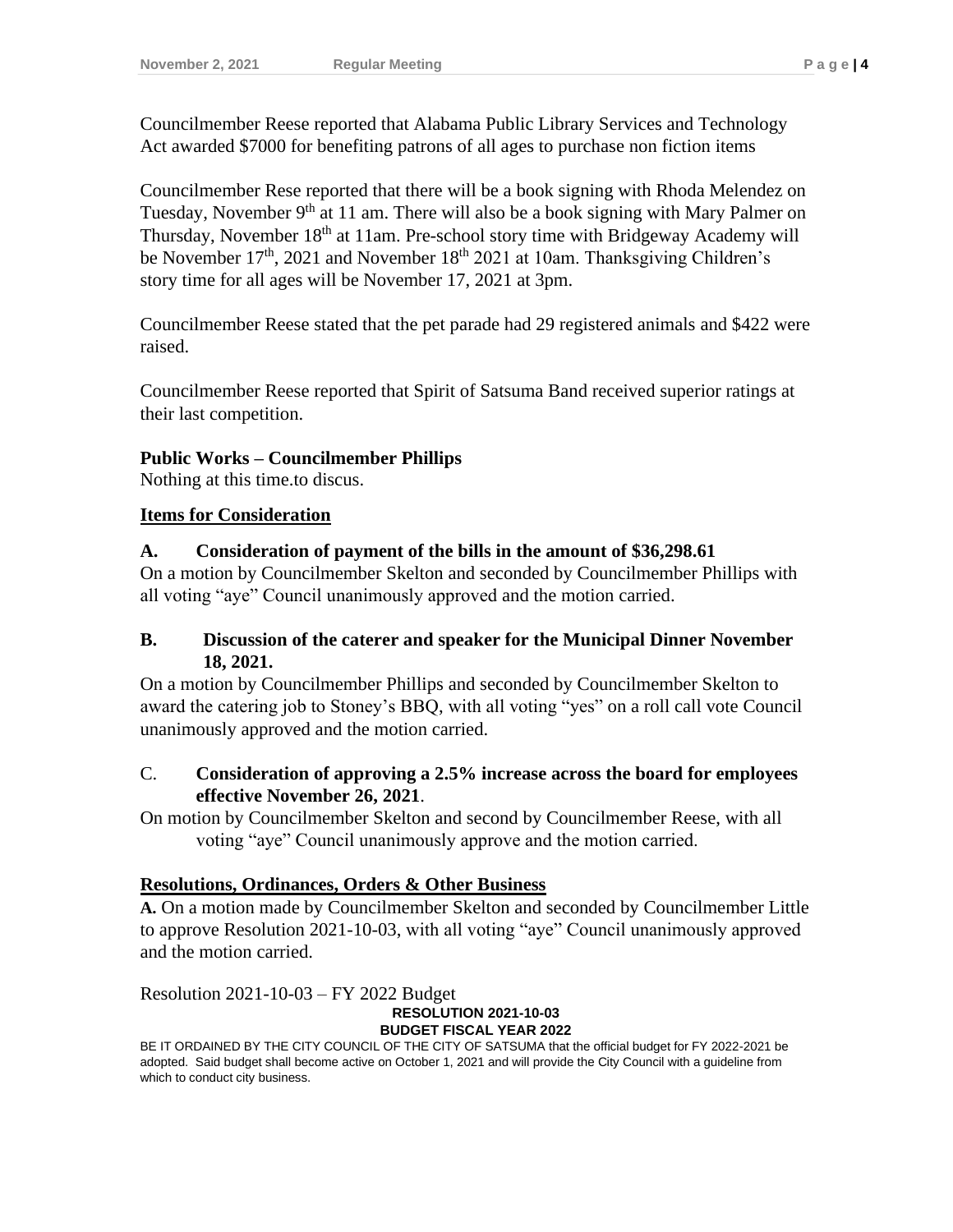Councilmember Reese reported that Alabama Public Library Services and Technology Act awarded $7000 for benefiting patrons of all ages to purchase non fiction items

Councilmember Rese reported that there will be a book signing with Rhoda Melendez on Tuesday, November 9th at 11 am. There will also be a book signing with Mary Palmer on Thursday, November 18th at 11am. Pre-school story time with Bridgeway Academy will be November 17th, 2021 and November 18th 2021 at 10am. Thanksgiving Children's story time for all ages will be November 17, 2021 at 3pm.

Councilmember Reese stated that the pet parade had 29 registered animals and $422 were raised.

Councilmember Reese reported that Spirit of Satsuma Band received superior ratings at their last competition.

**Public Works – Councilmember Phillips**
Nothing at this time.to discus.

**Items for Consideration**

**A. Consideration of payment of the bills in the amount of $36,298.61**
On a motion by Councilmember Skelton and seconded by Councilmember Phillips with all voting "aye" Council unanimously approved and the motion carried.

**B. Discussion of the caterer and speaker for the Municipal Dinner November 18, 2021.**
On a motion by Councilmember Phillips and seconded by Councilmember Skelton to award the catering job to Stoney's BBQ, with all voting "yes" on a roll call vote Council unanimously approved and the motion carried.

C. **Consideration of approving a 2.5% increase across the board for employees effective November 26, 2021**.
On motion by Councilmember Skelton and second by Councilmember Reese, with all voting "aye" Council unanimously approve and the motion carried.

**Resolutions, Ordinances, Orders & Other Business**

**A.** On a motion made by Councilmember Skelton and seconded by Councilmember Little to approve Resolution 2021-10-03, with all voting "aye" Council unanimously approved and the motion carried.

Resolution 2021-10-03 – FY 2022 Budget

**RESOLUTION 2021-10-03**
**BUDGET FISCAL YEAR 2022**

BE IT ORDAINED BY THE CITY COUNCIL OF THE CITY OF SATSUMA that the official budget for FY 2022-2021 be adopted. Said budget shall become active on October 1, 2021 and will provide the City Council with a guideline from which to conduct city business.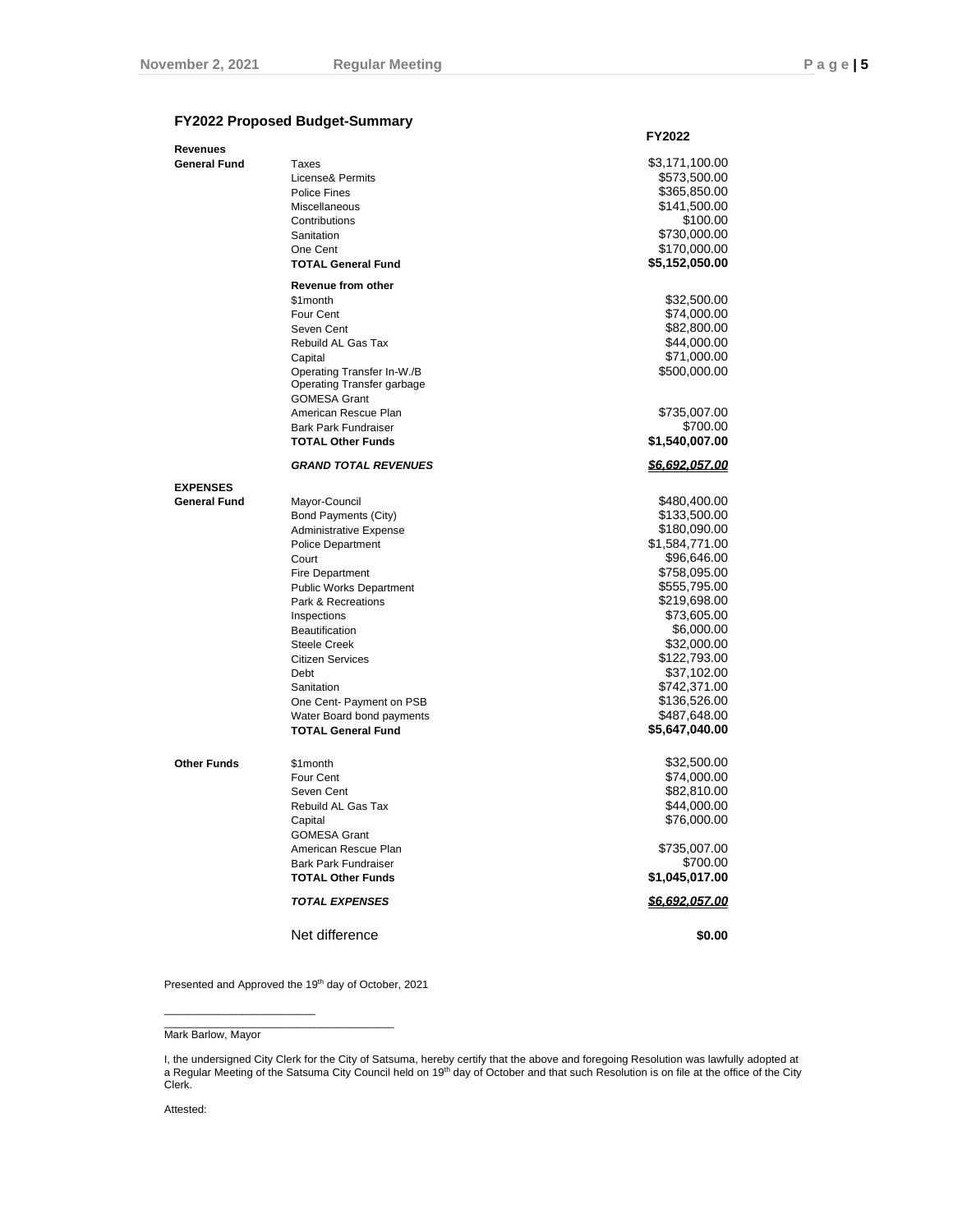### FY2022 Proposed Budget-Summary

| | | FY2022 |
|---|---|---|
| **Revenues** | | |
| **General Fund** | Taxes | $3,171,100.00 |
| | License& Permits | $573,500.00 |
| | Police Fines | $365,850.00 |
| | Miscellaneous | $141,500.00 |
| | Contributions | $100.00 |
| | Sanitation | $730,000.00 |
| | One Cent | $170,000.00 |
| | **TOTAL General Fund** | **$5,152,050.00** |
| | **Revenue from other** | |
| | $1month | $32,500.00 |
| | Four Cent | $74,000.00 |
| | Seven Cent | $82,800.00 |
| | Rebuild AL Gas Tax | $44,000.00 |
| | Capital | $71,000.00 |
| | Operating Transfer In-W./B | $500,000.00 |
| | Operating Transfer garbage | |
| | GOMESA Grant | |
| | American Rescue Plan | $735,007.00 |
| | Bark Park Fundraiser | $700.00 |
| | **TOTAL Other Funds** | **$1,540,007.00** |
| | ***GRAND TOTAL REVENUES*** | ***$6,692,057.00*** |
| **EXPENSES** | | |
| **General Fund** | Mayor-Council | $480,400.00 |
| | Bond Payments (City) | $133,500.00 |
| | Administrative Expense | $180,090.00 |
| | Police Department | $1,584,771.00 |
| | Court | $96,646.00 |
| | Fire Department | $758,095.00 |
| | Public Works Department | $555,795.00 |
| | Park & Recreations | $219,698.00 |
| | Inspections | $73,605.00 |
| | Beautification | $6,000.00 |
| | Steele Creek | $32,000.00 |
| | Citizen Services | $122,793.00 |
| | Debt | $37,102.00 |
| | Sanitation | $742,371.00 |
| | One Cent- Payment on PSB | $136,526.00 |
| | Water Board bond payments | $487,648.00 |
| | **TOTAL General Fund** | **$5,647,040.00** |
| **Other Funds** | $1month | $32,500.00 |
| | Four Cent | $74,000.00 |
| | Seven Cent | $82,810.00 |
| | Rebuild AL Gas Tax | $44,000.00 |
| | Capital | $76,000.00 |
| | GOMESA Grant | |
| | American Rescue Plan | $735,007.00 |
| | Bark Park Fundraiser | $700.00 |
| | **TOTAL Other Funds** | **$1,045,017.00** |
| | ***TOTAL EXPENSES*** | ***$6,692,057.00*** |
| | Net difference | **$0.00** |

Presented and Approved the 19th day of October, 2021

\_\_\_\_\_\_\_\_\_\_\_\_\_\_\_\_\_\_\_\_\_\_\_\_\_\_\_\_\_\_\_\_\_\_\_\_
Mark Barlow, Mayor

I, the undersigned City Clerk for the City of Satsuma, hereby certify that the above and foregoing Resolution was lawfully adopted at a Regular Meeting of the Satsuma City Council held on 19th day of October and that such Resolution is on file at the office of the City Clerk.

Attested: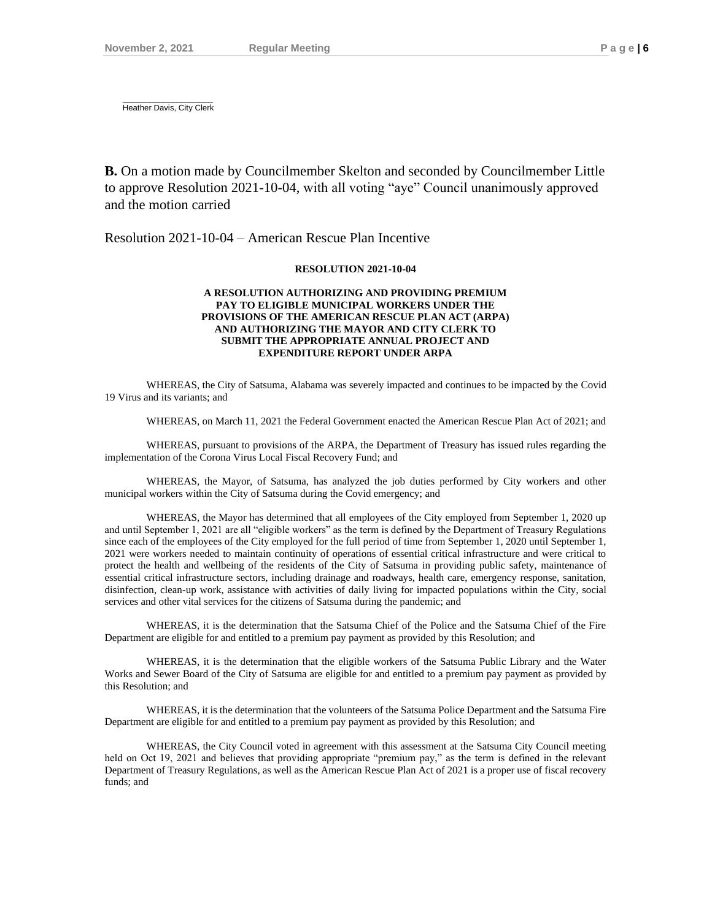\_\_\_\_\_\_\_\_\_\_\_\_\_\_\_\_\_\_\_\_
Heather Davis, City Clerk

**B.** On a motion made by Councilmember Skelton and seconded by Councilmember Little to approve Resolution 2021-10-04, with all voting "aye" Council unanimously approved and the motion carried

Resolution 2021-10-04 – American Rescue Plan Incentive

**RESOLUTION 2021-10-04**

**A RESOLUTION AUTHORIZING AND PROVIDING PREMIUM PAY TO ELIGIBLE MUNICIPAL WORKERS UNDER THE PROVISIONS OF THE AMERICAN RESCUE PLAN ACT (ARPA) AND AUTHORIZING THE MAYOR AND CITY CLERK TO SUBMIT THE APPROPRIATE ANNUAL PROJECT AND EXPENDITURE REPORT UNDER ARPA**

WHEREAS, the City of Satsuma, Alabama was severely impacted and continues to be impacted by the Covid 19 Virus and its variants; and

WHEREAS, on March 11, 2021 the Federal Government enacted the American Rescue Plan Act of 2021; and

WHEREAS, pursuant to provisions of the ARPA, the Department of Treasury has issued rules regarding the implementation of the Corona Virus Local Fiscal Recovery Fund; and

WHEREAS, the Mayor, of Satsuma, has analyzed the job duties performed by City workers and other municipal workers within the City of Satsuma during the Covid emergency; and

WHEREAS, the Mayor has determined that all employees of the City employed from September 1, 2020 up and until September 1, 2021 are all "eligible workers" as the term is defined by the Department of Treasury Regulations since each of the employees of the City employed for the full period of time from September 1, 2020 until September 1, 2021 were workers needed to maintain continuity of operations of essential critical infrastructure and were critical to protect the health and wellbeing of the residents of the City of Satsuma in providing public safety, maintenance of essential critical infrastructure sectors, including drainage and roadways, health care, emergency response, sanitation, disinfection, clean-up work, assistance with activities of daily living for impacted populations within the City, social services and other vital services for the citizens of Satsuma during the pandemic; and

WHEREAS, it is the determination that the Satsuma Chief of the Police and the Satsuma Chief of the Fire Department are eligible for and entitled to a premium pay payment as provided by this Resolution; and

WHEREAS, it is the determination that the eligible workers of the Satsuma Public Library and the Water Works and Sewer Board of the City of Satsuma are eligible for and entitled to a premium pay payment as provided by this Resolution; and

WHEREAS, it is the determination that the volunteers of the Satsuma Police Department and the Satsuma Fire Department are eligible for and entitled to a premium pay payment as provided by this Resolution; and

WHEREAS, the City Council voted in agreement with this assessment at the Satsuma City Council meeting held on Oct 19, 2021 and believes that providing appropriate "premium pay," as the term is defined in the relevant Department of Treasury Regulations, as well as the American Rescue Plan Act of 2021 is a proper use of fiscal recovery funds; and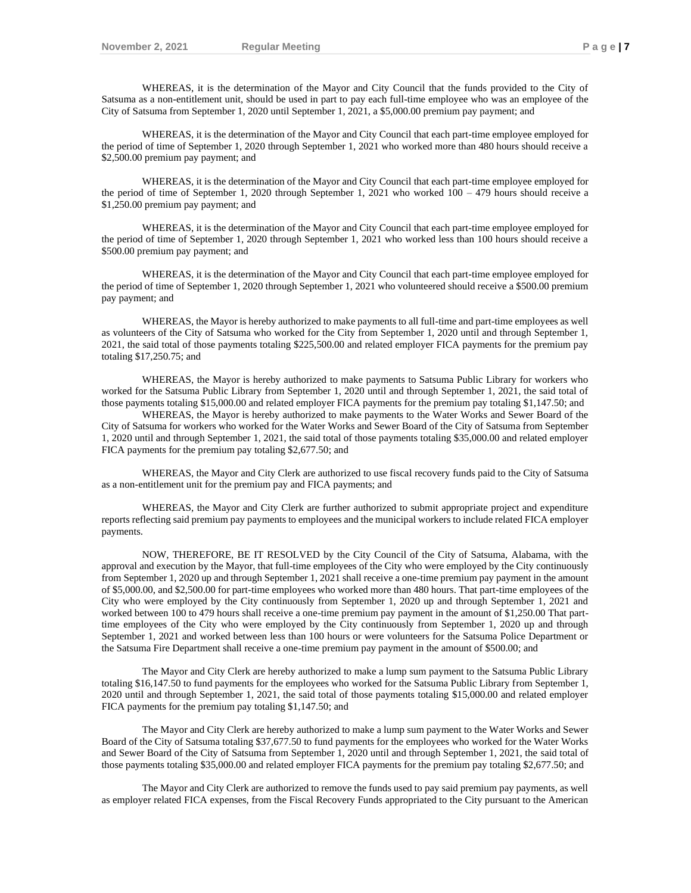WHEREAS, it is the determination of the Mayor and City Council that the funds provided to the City of Satsuma as a non-entitlement unit, should be used in part to pay each full-time employee who was an employee of the City of Satsuma from September 1, 2020 until September 1, 2021, a $5,000.00 premium pay payment; and

WHEREAS, it is the determination of the Mayor and City Council that each part-time employee employed for the period of time of September 1, 2020 through September 1, 2021 who worked more than 480 hours should receive a $2,500.00 premium pay payment; and

WHEREAS, it is the determination of the Mayor and City Council that each part-time employee employed for the period of time of September 1, 2020 through September 1, 2021 who worked 100 – 479 hours should receive a $1,250.00 premium pay payment; and

WHEREAS, it is the determination of the Mayor and City Council that each part-time employee employed for the period of time of September 1, 2020 through September 1, 2021 who worked less than 100 hours should receive a $500.00 premium pay payment; and

WHEREAS, it is the determination of the Mayor and City Council that each part-time employee employed for the period of time of September 1, 2020 through September 1, 2021 who volunteered should receive a $500.00 premium pay payment; and

WHEREAS, the Mayor is hereby authorized to make payments to all full-time and part-time employees as well as volunteers of the City of Satsuma who worked for the City from September 1, 2020 until and through September 1, 2021, the said total of those payments totaling $225,500.00 and related employer FICA payments for the premium pay totaling $17,250.75; and

WHEREAS, the Mayor is hereby authorized to make payments to Satsuma Public Library for workers who worked for the Satsuma Public Library from September 1, 2020 until and through September 1, 2021, the said total of those payments totaling $15,000.00 and related employer FICA payments for the premium pay totaling $1,147.50; and

WHEREAS, the Mayor is hereby authorized to make payments to the Water Works and Sewer Board of the City of Satsuma for workers who worked for the Water Works and Sewer Board of the City of Satsuma from September 1, 2020 until and through September 1, 2021, the said total of those payments totaling $35,000.00 and related employer FICA payments for the premium pay totaling $2,677.50; and

WHEREAS, the Mayor and City Clerk are authorized to use fiscal recovery funds paid to the City of Satsuma as a non-entitlement unit for the premium pay and FICA payments; and

WHEREAS, the Mayor and City Clerk are further authorized to submit appropriate project and expenditure reports reflecting said premium pay payments to employees and the municipal workers to include related FICA employer payments.

NOW, THEREFORE, BE IT RESOLVED by the City Council of the City of Satsuma, Alabama, with the approval and execution by the Mayor, that full-time employees of the City who were employed by the City continuously from September 1, 2020 up and through September 1, 2021 shall receive a one-time premium pay payment in the amount of $5,000.00, and $2,500.00 for part-time employees who worked more than 480 hours. That part-time employees of the City who were employed by the City continuously from September 1, 2020 up and through September 1, 2021 and worked between 100 to 479 hours shall receive a one-time premium pay payment in the amount of $1,250.00 That part-time employees of the City who were employed by the City continuously from September 1, 2020 up and through September 1, 2021 and worked between less than 100 hours or were volunteers for the Satsuma Police Department or the Satsuma Fire Department shall receive a one-time premium pay payment in the amount of $500.00; and

The Mayor and City Clerk are hereby authorized to make a lump sum payment to the Satsuma Public Library totaling $16,147.50 to fund payments for the employees who worked for the Satsuma Public Library from September 1, 2020 until and through September 1, 2021, the said total of those payments totaling $15,000.00 and related employer FICA payments for the premium pay totaling $1,147.50; and

The Mayor and City Clerk are hereby authorized to make a lump sum payment to the Water Works and Sewer Board of the City of Satsuma totaling $37,677.50 to fund payments for the employees who worked for the Water Works and Sewer Board of the City of Satsuma from September 1, 2020 until and through September 1, 2021, the said total of those payments totaling $35,000.00 and related employer FICA payments for the premium pay totaling $2,677.50; and

The Mayor and City Clerk are authorized to remove the funds used to pay said premium pay payments, as well as employer related FICA expenses, from the Fiscal Recovery Funds appropriated to the City pursuant to the American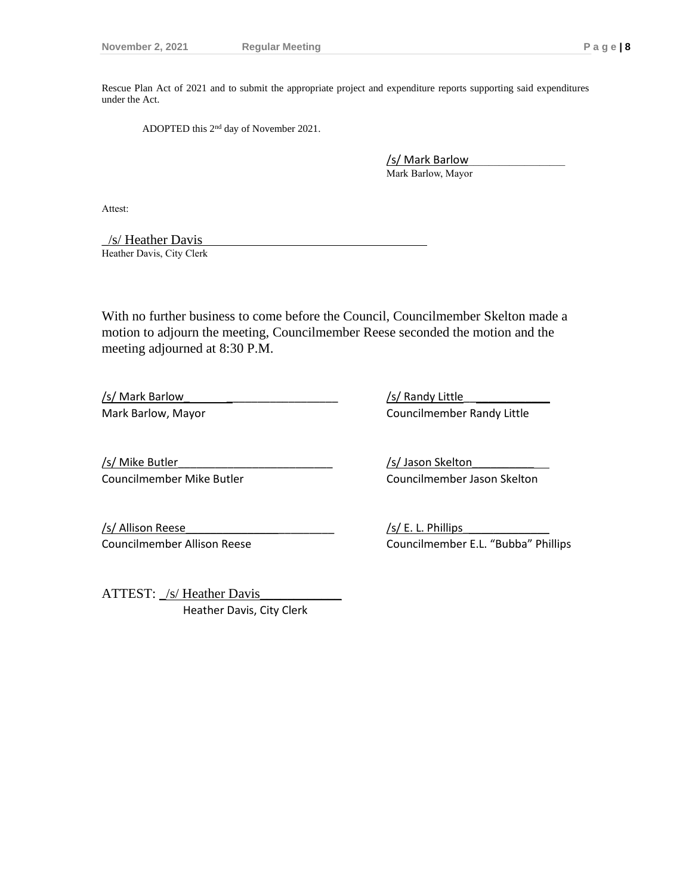Rescue Plan Act of 2021 and to submit the appropriate project and expenditure reports supporting said expenditures under the Act.

ADOPTED this 2nd day of November 2021.

/s/ Mark Barlow
Mark Barlow, Mayor

Attest:

/s/ Heather Davis
Heather Davis, City Clerk

With no further business to come before the Council, Councilmember Skelton made a motion to adjourn the meeting, Councilmember Reese seconded the motion and the meeting adjourned at 8:30 P.M.

/s/ Mark Barlow
Mark Barlow, Mayor

/s/ Randy Little
Councilmember Randy Little

/s/ Mike Butler
Councilmember Mike Butler

/s/ Jason Skelton
Councilmember Jason Skelton

/s/ Allison Reese
Councilmember Allison Reese

/s/ E. L. Phillips
Councilmember E.L. "Bubba" Phillips

ATTEST: /s/ Heather Davis
Heather Davis, City Clerk